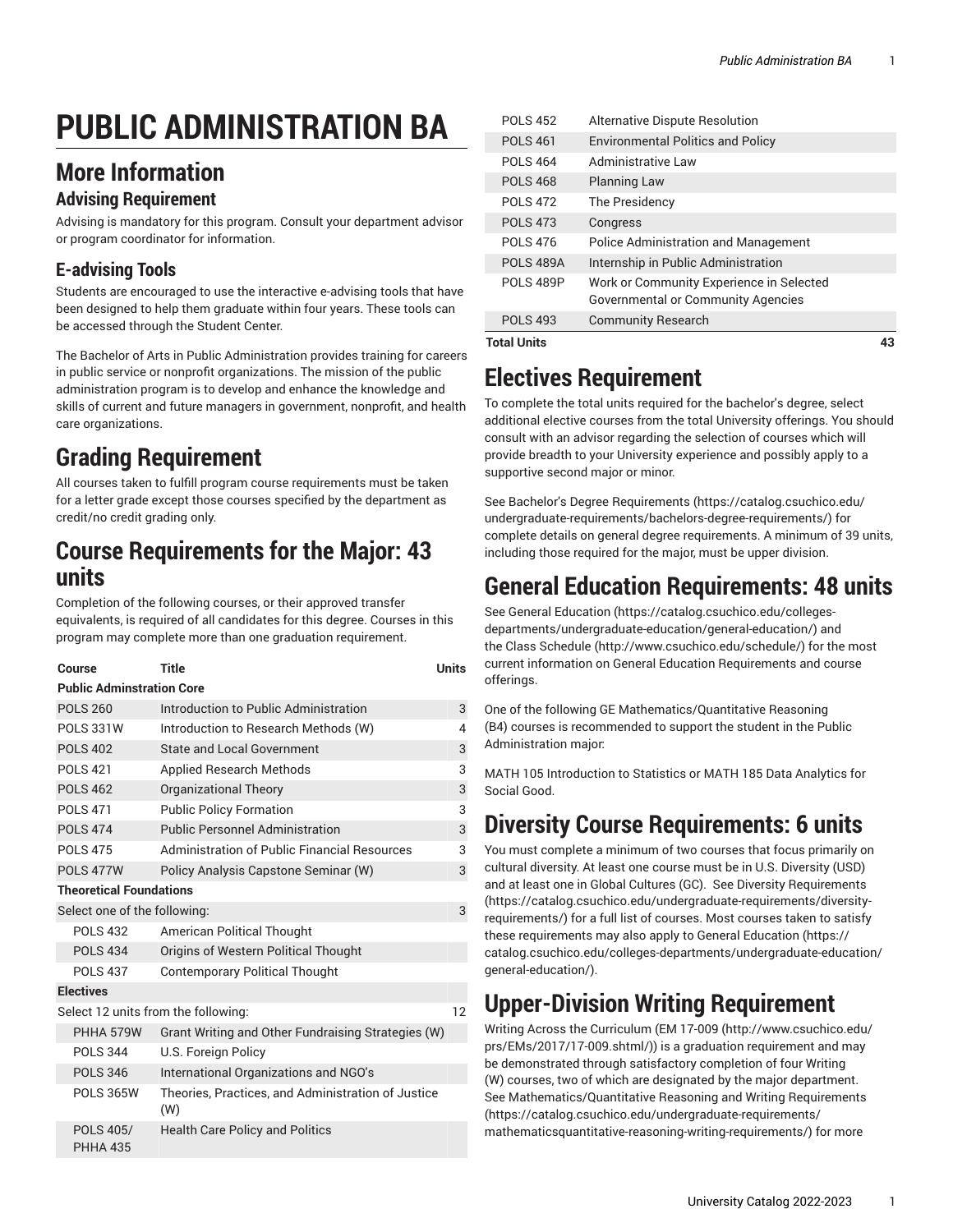# PUBLIC ADMINISTRATION BA

## More Information

### Advising Requirement

Advising is mandatory for this program. Consult your department advisor or program coordinator for information.

### E-advising Tools

Students are encouraged to use the interactive e-advising tools that have been designed to help them graduate within four years. These tools can be accessed through the Student Center.

The Bachelor of Arts in Public Administration provides training for careers in public service or nonprofit organizations. The mission of the public administration program is to develop and enhance the knowledge and skills of current and future managers in government, nonprofit, and health care organizations.

## Grading Requirement

All courses taken to fulfill program course requirements must be taken for a letter grade except those courses specified by the department as credit/no credit grading only.

## Course Requirements for the Major: 43 units

Completion of the following courses, or their approved transfer equivalents, is required of all candidates for this degree. Courses in this program may complete more than one graduation requirement.

| Course | Title | Units |
|---|---|---|
| **Public Adminstration Core** | | |
| POLS 260 | Introduction to Public Administration | 3 |
| POLS 331W | Introduction to Research Methods (W) | 4 |
| POLS 402 | State and Local Government | 3 |
| POLS 421 | Applied Research Methods | 3 |
| POLS 462 | Organizational Theory | 3 |
| POLS 471 | Public Policy Formation | 3 |
| POLS 474 | Public Personnel Administration | 3 |
| POLS 475 | Administration of Public Financial Resources | 3 |
| POLS 477W | Policy Analysis Capstone Seminar (W) | 3 |
| **Theoretical Foundations** | | |
| Select one of the following: | | 3 |
| POLS 432 | American Political Thought | |
| POLS 434 | Origins of Western Political Thought | |
| POLS 437 | Contemporary Political Thought | |
| **Electives** | | |
| Select 12 units from the following: | | 12 |
| PHHA 579W | Grant Writing and Other Fundraising Strategies (W) | |
| POLS 344 | U.S. Foreign Policy | |
| POLS 346 | International Organizations and NGO's | |
| POLS 365W | Theories, Practices, and Administration of Justice (W) | |
| POLS 405/ PHHA 435 | Health Care Policy and Politics | |
| POLS 452 | Alternative Dispute Resolution | |
| POLS 461 | Environmental Politics and Policy | |
| POLS 464 | Administrative Law | |
| POLS 468 | Planning Law | |
| POLS 472 | The Presidency | |
| POLS 473 | Congress | |
| POLS 476 | Police Administration and Management | |
| POLS 489A | Internship in Public Administration | |
| POLS 489P | Work or Community Experience in Selected Governmental or Community Agencies | |
| POLS 493 | Community Research | |
| **Total Units** | | **43** |

## Electives Requirement

To complete the total units required for the bachelor's degree, select additional elective courses from the total University offerings. You should consult with an advisor regarding the selection of courses which will provide breadth to your University experience and possibly apply to a supportive second major or minor.

See Bachelor's Degree Requirements (https://catalog.csuchico.edu/undergraduate-requirements/bachelors-degree-requirements/) for complete details on general degree requirements. A minimum of 39 units, including those required for the major, must be upper division.

## General Education Requirements: 48 units

See General Education (https://catalog.csuchico.edu/colleges-departments/undergraduate-education/general-education/) and the Class Schedule (http://www.csuchico.edu/schedule/) for the most current information on General Education Requirements and course offerings.

One of the following GE Mathematics/Quantitative Reasoning (B4) courses is recommended to support the student in the Public Administration major:

MATH 105 Introduction to Statistics or MATH 185 Data Analytics for Social Good.

## Diversity Course Requirements: 6 units

You must complete a minimum of two courses that focus primarily on cultural diversity. At least one course must be in U.S. Diversity (USD) and at least one in Global Cultures (GC). See Diversity Requirements (https://catalog.csuchico.edu/undergraduate-requirements/diversity-requirements/) for a full list of courses. Most courses taken to satisfy these requirements may also apply to General Education (https://catalog.csuchico.edu/colleges-departments/undergraduate-education/general-education/).

## Upper-Division Writing Requirement

Writing Across the Curriculum (EM 17-009 (http://www.csuchico.edu/prs/EMs/2017/17-009.shtml/)) is a graduation requirement and may be demonstrated through satisfactory completion of four Writing (W) courses, two of which are designated by the major department. See Mathematics/Quantitative Reasoning and Writing Requirements (https://catalog.csuchico.edu/undergraduate-requirements/mathematicsquantitative-reasoning-writing-requirements/) for more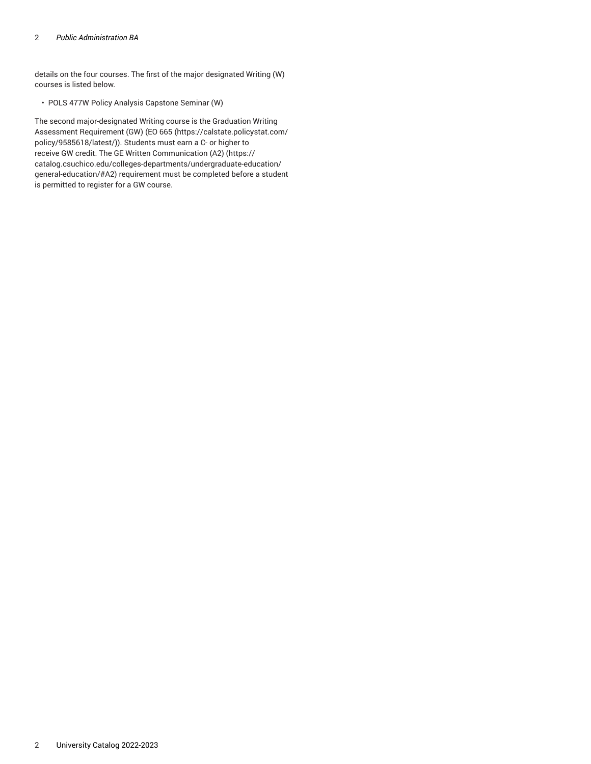details on the four courses. The first of the major designated Writing (W) courses is listed below.

- POLS 477W Policy Analysis Capstone Seminar (W)

The second major-designated Writing course is the Graduation Writing Assessment Requirement (GW) (EO 665 (https://calstate.policystat.com/policy/9585618/latest/)). Students must earn a C- or higher to receive GW credit. The GE Written Communication (A2) (https://catalog.csuchico.edu/colleges-departments/undergraduate-education/general-education/#A2) requirement must be completed before a student is permitted to register for a GW course.